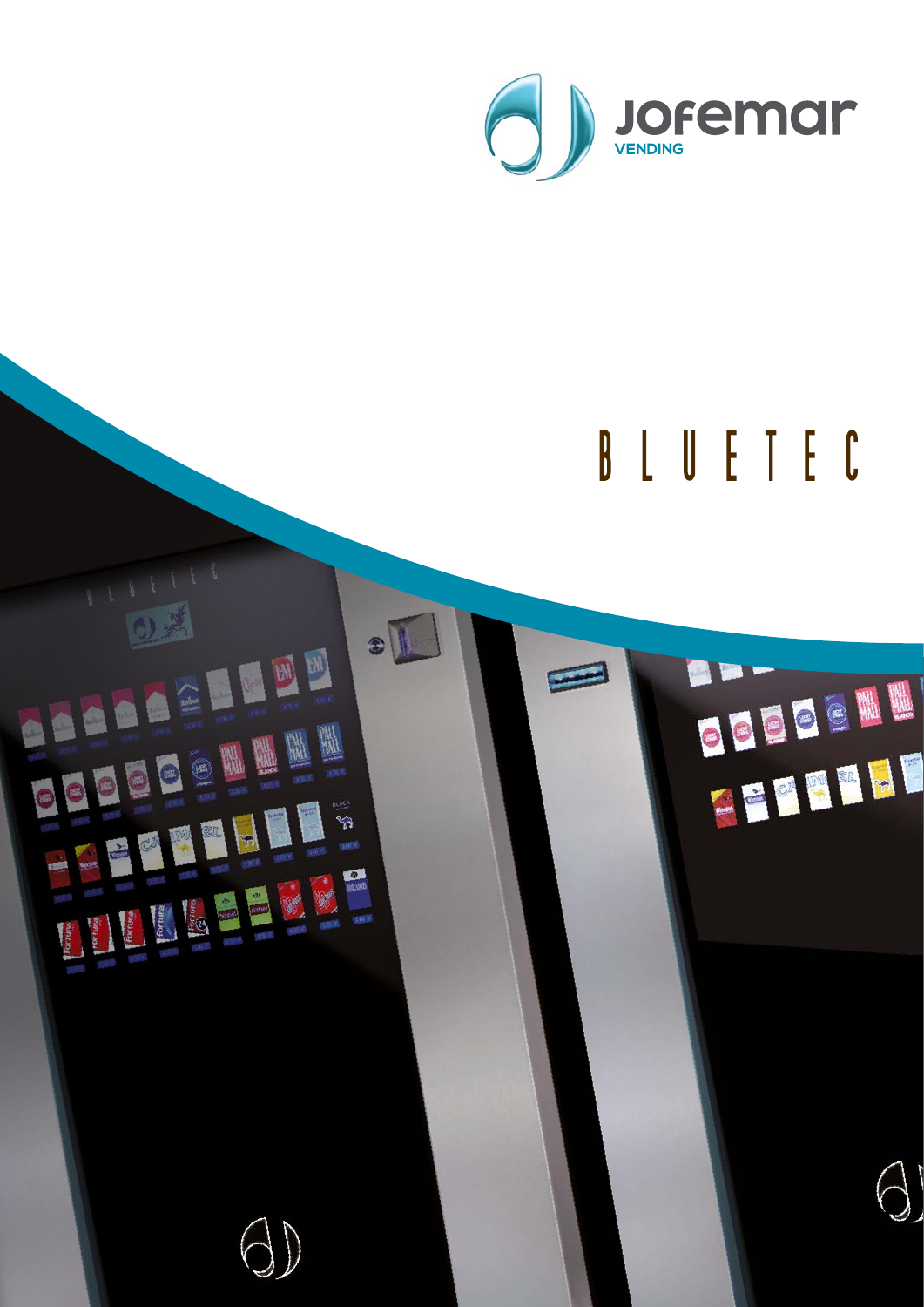Jofemar
VENDING

# BLUETEC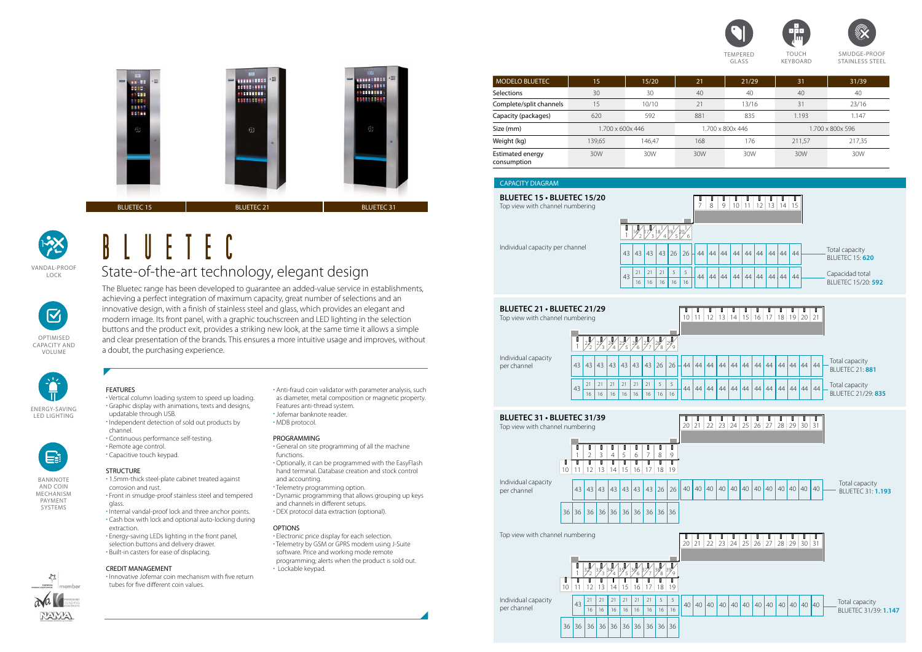BLUETEC 15 | BLUETEC 21 | BLUETEC 31

VANDAL-PROOF LOCK

OPTIMISED CAPACITY AND VOLUME

ENERGY-SAVING LED LIGHTING

BANKNOTE AND COIN MECHANISM PAYMENT SYSTEMS

# BLUETEC

## State-of-the-art technology, elegant design

The Bluetec range has been developed to guarantee an added-value service in establishments, achieving a perfect integration of maximum capacity, great number of selections and an innovative design, with a finish of stainless steel and glass, which provides an elegant and modern image. Its front panel, with a graphic touchscreen and LED lighting in the selection buttons and the product exit, provides a striking new look, at the same time it allows a simple and clear presentation of the brands. This ensures a more intuitive usage and improves, without a doubt, the purchasing experience.

### FEATURES

- Vertical column loading system to speed up loading.
- Graphic display with animations, texts and designs, updatable through USB.
- Independent detection of sold out products by channel.
- Continuous performance self-testing.
- Remote age control.
- Capacitive touch keypad.

### STRUCTURE

- 1.5mm-thick steel-plate cabinet treated against corrosion and rust.
- Front in smudge-proof stainless steel and tempered glass.
- Internal vandal-proof lock and three anchor points.
- Cash box with lock and optional auto-locking during extraction.
- Energy-saving LEDs lighting in the front panel, selection buttons and delivery drawer.
- Built-in casters for ease of displacing.

### CREDIT MANAGEMENT

- Innovative Jofemar coin mechanism with five return tubes for five different coin values.
- Anti-fraud coin validator with parameter analysis, such as diameter, metal composition or magnetic property. Features anti-thread system.
- Jofemar banknote reader.
- MDB protocol.

### PROGRAMMING

- General on site programming of all the machine functions.
- Optionally, it can be programmed with the EasyFlash hand terminal. Database creation and stock control and accounting.
- Telemetry programming option.
- Dynamic programming that allows grouping up keys and channels in different setups.
- DEX protocol data extraction (optional).

### OPTIONS

- Electronic price display for each selection.
- Telemetry by GSM or GPRS modem using J-Suite software. Price and working mode remote programming; alerts when the product is sold out.
- Lockable keypad.

member

TEMPERED GLASS | TOUCH KEYBOARD | SMUDGE-PROOF STAINLESS STEEL

| MODELO BLUETEC | 15 | 15/20 | 21 | 21/29 | 31 | 31/39 |
|---|---|---|---|---|---|---|
| Selections | 30 | 30 | 40 | 40 | 40 | 40 |
| Complete/split channels | 15 | 10/10 | 21 | 13/16 | 31 | 23/16 |
| Capacity (packages) | 620 | 592 | 881 | 835 | 1.193 | 1.147 |
| Size (mm) | 1.700 x 600x 446 | | 1.700 x 800x 446 | | 1.700 x 800x 596 | |
| Weight (kg) | 139,65 | 146,47 | 168 | 176 | 211,57 | 217,35 |
| Estimated energy consumption | 30W | 30W | 30W | 30W | 30W | 30W |

### CAPACITY DIAGRAM

**BLUETEC 15 • BLUETEC 15/20**

Top view with channel numbering

Individual capacity per channel

Total capacity BLUETEC 15: **620**

Capacidad total BLUETEC 15/20: **592**

**BLUETEC 21 • BLUETEC 21/29**

Top view with channel numbering

Individual capacity per channel

Total capacity BLUETEC 21: **881**

Total capacity BLUETEC 21/29: **835**

**BLUETEC 31 • BLUETEC 31/39**

Top view with channel numbering

Individual capacity per channel

Total capacity BLUETEC 31: **1.193**

Top view with channel numbering

Individual capacity per channel

Total capacity BLUETEC 31/39: **1.147**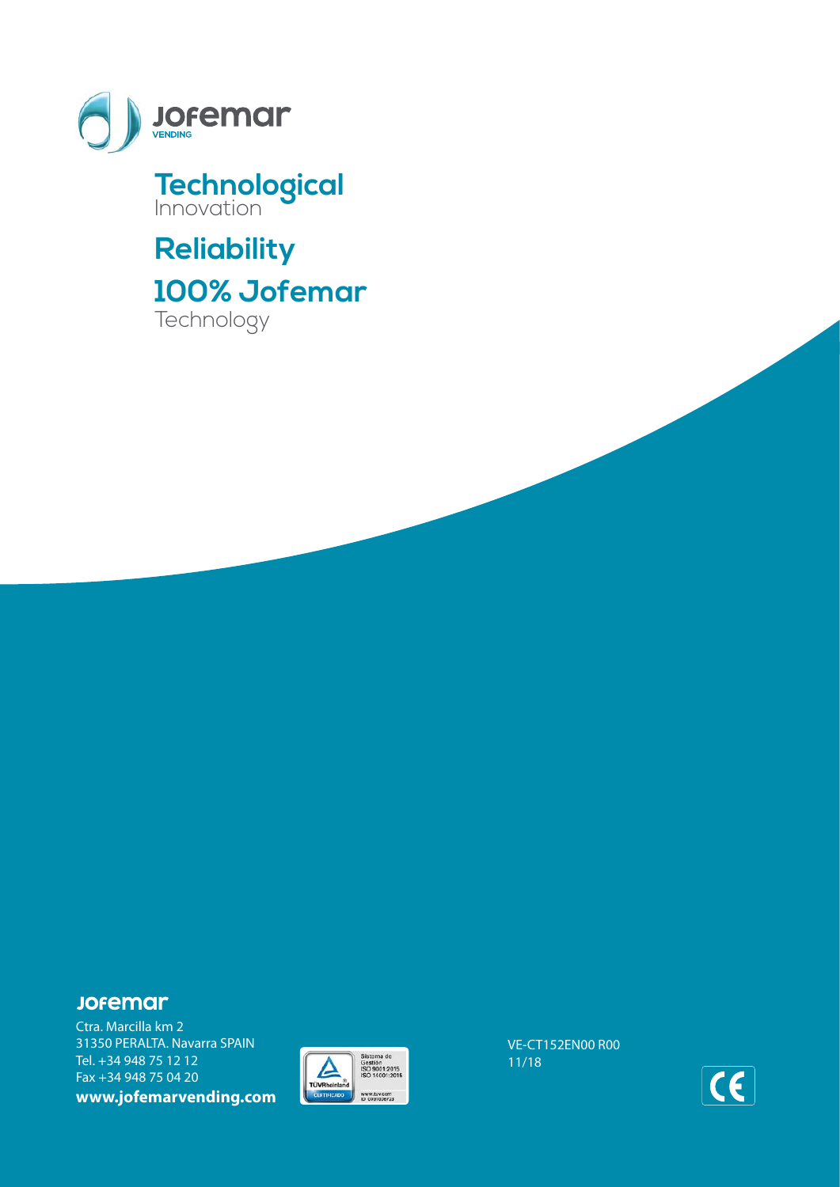Jofemar
VENDING

**Technological**
Innovation

**Reliability**

**100% Jofemar**
Technology

Jofemar

Ctra. Marcilla km 2
31350 PERALTA. Navarra SPAIN
Tel. +34 948 75 12 12
Fax +34 948 75 04 20
**www.jofemarvending.com**

Sistema de Gestión
ISO 9001:2015
ISO 14001:2015

VE-CT152EN00 R00
11/18